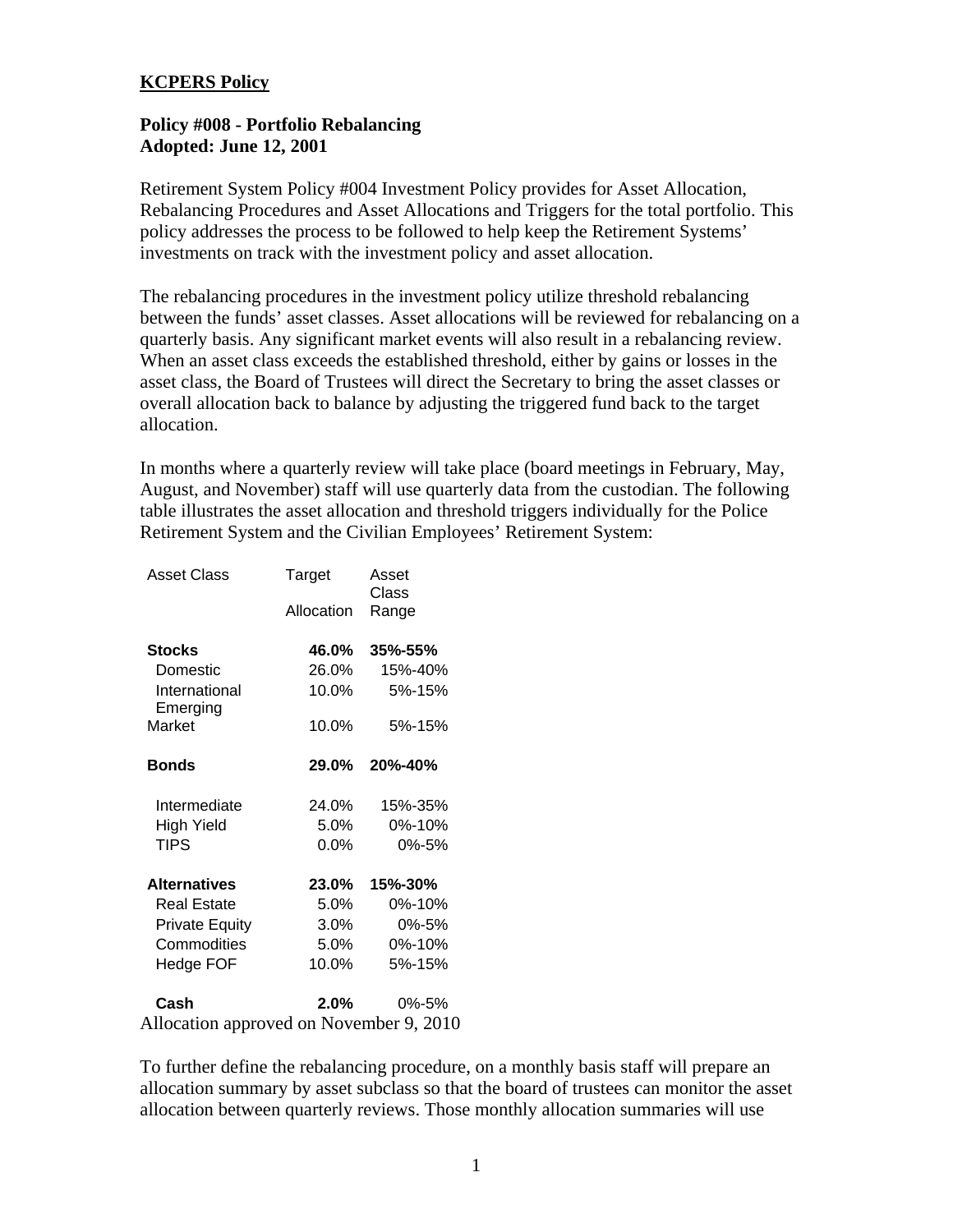**KCPERS Policy**

**Policy #008 - Portfolio Rebalancing**
**Adopted: June 12, 2001**

Retirement System Policy #004 Investment Policy provides for Asset Allocation, Rebalancing Procedures and Asset Allocations and Triggers for the total portfolio. This policy addresses the process to be followed to help keep the Retirement Systems' investments on track with the investment policy and asset allocation.

The rebalancing procedures in the investment policy utilize threshold rebalancing between the funds' asset classes. Asset allocations will be reviewed for rebalancing on a quarterly basis. Any significant market events will also result in a rebalancing review. When an asset class exceeds the established threshold, either by gains or losses in the asset class, the Board of Trustees will direct the Secretary to bring the asset classes or overall allocation back to balance by adjusting the triggered fund back to the target allocation.

In months where a quarterly review will take place (board meetings in February, May, August, and November) staff will use quarterly data from the custodian. The following table illustrates the asset allocation and threshold triggers individually for the Police Retirement System and the Civilian Employees' Retirement System:

| Asset Class | Target Allocation | Asset Class Range |
|---|---|---|
| **Stocks** | **46.0%** | **35%-55%** |
| Domestic | 26.0% | 15%-40% |
| International | 10.0% | 5%-15% |
| Emerging Market | 10.0% | 5%-15% |
| **Bonds** | **29.0%** | **20%-40%** |
| Intermediate | 24.0% | 15%-35% |
| High Yield | 5.0% | 0%-10% |
| TIPS | 0.0% | 0%-5% |
| **Alternatives** | **23.0%** | **15%-30%** |
| Real Estate | 5.0% | 0%-10% |
| Private Equity | 3.0% | 0%-5% |
| Commodities | 5.0% | 0%-10% |
| Hedge FOF | 10.0% | 5%-15% |
| **Cash** | **2.0%** | 0%-5% |

Allocation approved on November 9, 2010

To further define the rebalancing procedure, on a monthly basis staff will prepare an allocation summary by asset subclass so that the board of trustees can monitor the asset allocation between quarterly reviews. Those monthly allocation summaries will use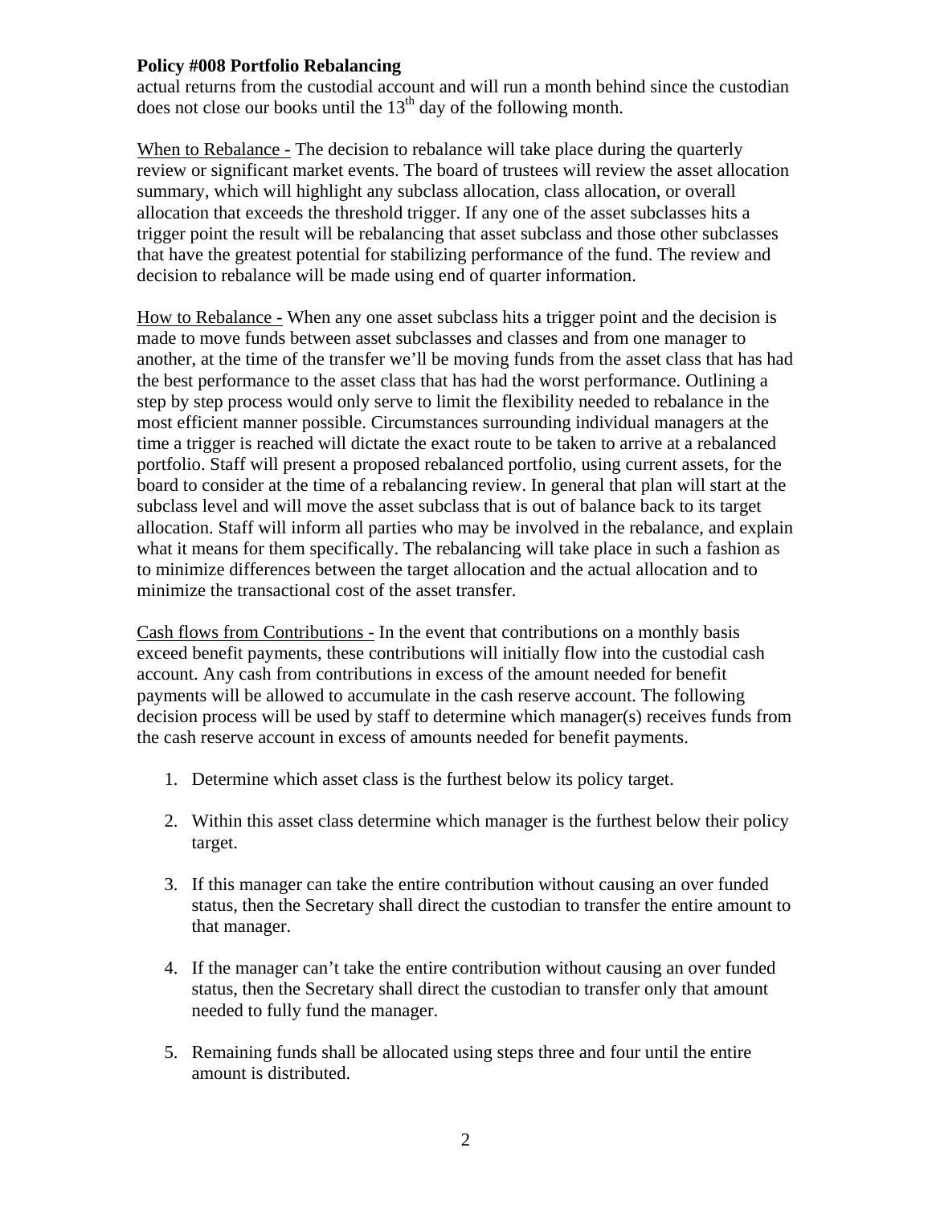actual returns from the custodial account and will run a month behind since the custodian does not close our books until the 13th day of the following month.

When to Rebalance - The decision to rebalance will take place during the quarterly review or significant market events. The board of trustees will review the asset allocation summary, which will highlight any subclass allocation, class allocation, or overall allocation that exceeds the threshold trigger. If any one of the asset subclasses hits a trigger point the result will be rebalancing that asset subclass and those other subclasses that have the greatest potential for stabilizing performance of the fund. The review and decision to rebalance will be made using end of quarter information.

How to Rebalance - When any one asset subclass hits a trigger point and the decision is made to move funds between asset subclasses and classes and from one manager to another, at the time of the transfer we'll be moving funds from the asset class that has had the best performance to the asset class that has had the worst performance. Outlining a step by step process would only serve to limit the flexibility needed to rebalance in the most efficient manner possible. Circumstances surrounding individual managers at the time a trigger is reached will dictate the exact route to be taken to arrive at a rebalanced portfolio. Staff will present a proposed rebalanced portfolio, using current assets, for the board to consider at the time of a rebalancing review. In general that plan will start at the subclass level and will move the asset subclass that is out of balance back to its target allocation. Staff will inform all parties who may be involved in the rebalance, and explain what it means for them specifically. The rebalancing will take place in such a fashion as to minimize differences between the target allocation and the actual allocation and to minimize the transactional cost of the asset transfer.

Cash flows from Contributions - In the event that contributions on a monthly basis exceed benefit payments, these contributions will initially flow into the custodial cash account. Any cash from contributions in excess of the amount needed for benefit payments will be allowed to accumulate in the cash reserve account. The following decision process will be used by staff to determine which manager(s) receives funds from the cash reserve account in excess of amounts needed for benefit payments.

1. Determine which asset class is the furthest below its policy target.

2. Within this asset class determine which manager is the furthest below their policy target.

3. If this manager can take the entire contribution without causing an over funded status, then the Secretary shall direct the custodian to transfer the entire amount to that manager.

4. If the manager can't take the entire contribution without causing an over funded status, then the Secretary shall direct the custodian to transfer only that amount needed to fully fund the manager.

5. Remaining funds shall be allocated using steps three and four until the entire amount is distributed.